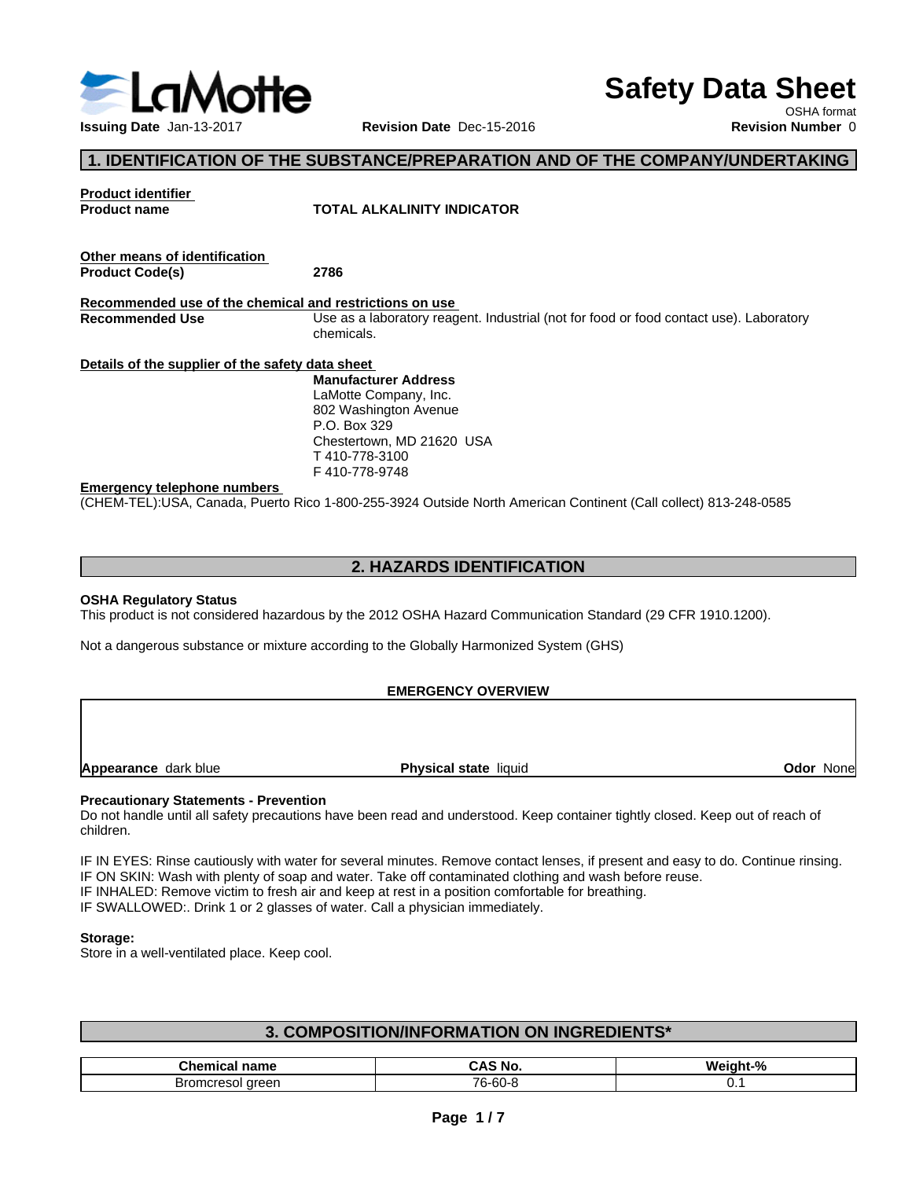# Safety Data Sheet

OSHA format

**Issuing Date** Jan-13-2017 **Revision Date** Dec-15-2016 **Revision Number** 0

## 1. IDENTIFICATION OF THE SUBSTANCE/PREPARATION AND OF THE COMPANY/UNDERTAKING

**Product identifier**

**Product name** **TOTAL ALKALINITY INDICATOR**

**Other means of identification**

**Product Code(s)** **2786**

**Recommended use of the chemical and restrictions on use**

**Recommended Use** Use as a laboratory reagent. Industrial (not for food or food contact use). Laboratory chemicals.

**Details of the supplier of the safety data sheet**

**Manufacturer Address**
LaMotte Company, Inc.
802 Washington Avenue
P.O. Box 329
Chestertown, MD 21620 USA
T 410-778-3100
F 410-778-9748

**Emergency telephone numbers**

(CHEM-TEL):USA, Canada, Puerto Rico 1-800-255-3924 Outside North American Continent (Call collect) 813-248-0585

## 2. HAZARDS IDENTIFICATION

**OSHA Regulatory Status**

This product is not considered hazardous by the 2012 OSHA Hazard Communication Standard (29 CFR 1910.1200).

Not a dangerous substance or mixture according to the Globally Harmonized System (GHS)

**EMERGENCY OVERVIEW**

**Appearance** dark blue **Physical state** liquid **Odor** None

**Precautionary Statements - Prevention**

Do not handle until all safety precautions have been read and understood. Keep container tightly closed. Keep out of reach of children.

IF IN EYES: Rinse cautiously with water for several minutes. Remove contact lenses, if present and easy to do. Continue rinsing.
IF ON SKIN: Wash with plenty of soap and water. Take off contaminated clothing and wash before reuse.
IF INHALED: Remove victim to fresh air and keep at rest in a position comfortable for breathing.
IF SWALLOWED:. Drink 1 or 2 glasses of water. Call a physician immediately.

**Storage:**

Store in a well-ventilated place. Keep cool.

## 3. COMPOSITION/INFORMATION ON INGREDIENTS*

| Chemical name | CAS No. | Weight-% |
|---|---|---|
| Bromcresol green | 76-60-8 | 0.1 |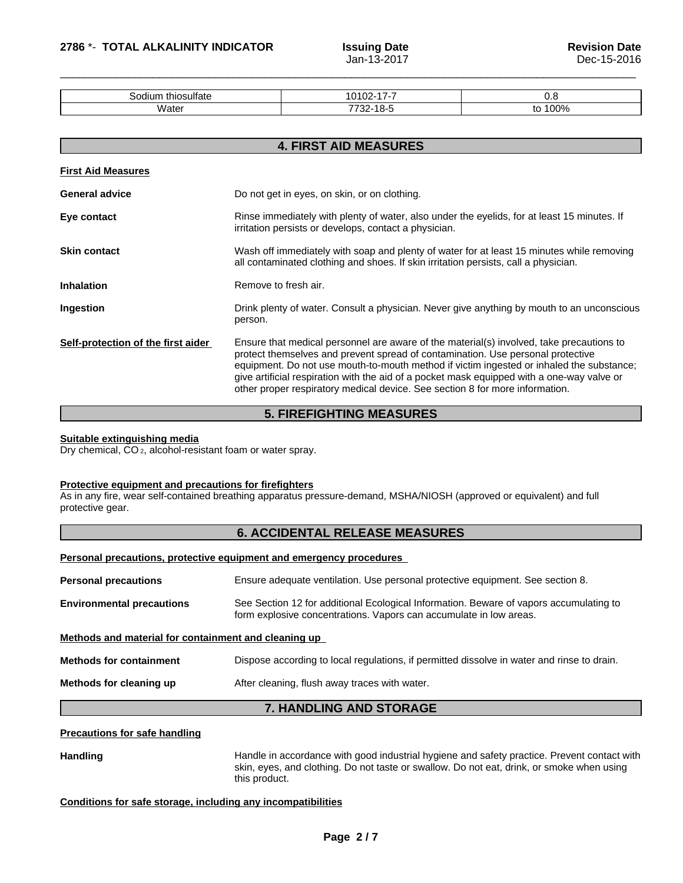| Sodium thiosulfate | 10102-17-7 | 0.8 |
|---|---|---|
| Water | 7732-18-5 | to 100% |

## 4. FIRST AID MEASURES

**First Aid Measures**

**General advice** Do not get in eyes, on skin, or on clothing.

**Eye contact** Rinse immediately with plenty of water, also under the eyelids, for at least 15 minutes. If irritation persists or develops, contact a physician.

**Skin contact** Wash off immediately with soap and plenty of water for at least 15 minutes while removing all contaminated clothing and shoes. If skin irritation persists, call a physician.

**Inhalation** Remove to fresh air.

**Ingestion** Drink plenty of water. Consult a physician. Never give anything by mouth to an unconscious person.

**Self-protection of the first aider** Ensure that medical personnel are aware of the material(s) involved, take precautions to protect themselves and prevent spread of contamination. Use personal protective equipment. Do not use mouth-to-mouth method if victim ingested or inhaled the substance; give artificial respiration with the aid of a pocket mask equipped with a one-way valve or other proper respiratory medical device. See section 8 for more information.

## 5. FIREFIGHTING MEASURES

**Suitable extinguishing media**
Dry chemical, $CO_2$, alcohol-resistant foam or water spray.

**Protective equipment and precautions for firefighters**
As in any fire, wear self-contained breathing apparatus pressure-demand, MSHA/NIOSH (approved or equivalent) and full protective gear.

## 6. ACCIDENTAL RELEASE MEASURES

**Personal precautions, protective equipment and emergency procedures**

**Personal precautions** Ensure adequate ventilation. Use personal protective equipment. See section 8.

**Environmental precautions** See Section 12 for additional Ecological Information. Beware of vapors accumulating to form explosive concentrations. Vapors can accumulate in low areas.

**Methods and material for containment and cleaning up**

**Methods for containment** Dispose according to local regulations, if permitted dissolve in water and rinse to drain.

**Methods for cleaning up** After cleaning, flush away traces with water.

## 7. HANDLING AND STORAGE

**Precautions for safe handling**

**Handling** Handle in accordance with good industrial hygiene and safety practice. Prevent contact with skin, eyes, and clothing. Do not taste or swallow. Do not eat, drink, or smoke when using this product.

**Conditions for safe storage, including any incompatibilities**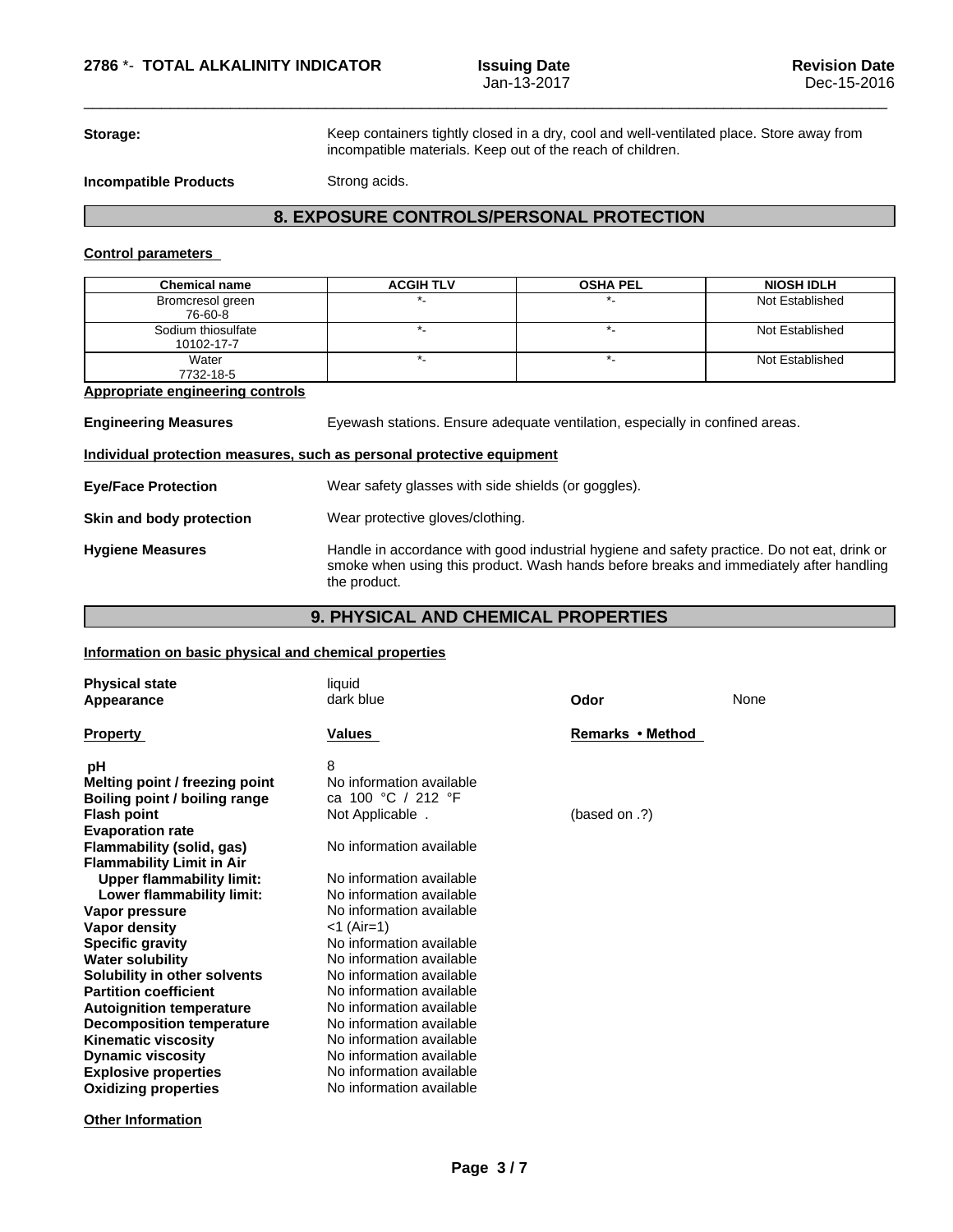**Storage:** Keep containers tightly closed in a dry, cool and well-ventilated place. Store away from incompatible materials. Keep out of the reach of children.

**Incompatible Products** Strong acids.

## 8. EXPOSURE CONTROLS/PERSONAL PROTECTION

**Control parameters**

| Chemical name | ACGIH TLV | OSHA PEL | NIOSH IDLH |
|---|---|---|---|
| Bromcresol green<br>76-60-8 | *- | *- | Not Established |
| Sodium thiosulfate<br>10102-17-7 | *- | *- | Not Established |
| Water<br>7732-18-5 | *- | *- | Not Established |

**Appropriate engineering controls**

**Engineering Measures** Eyewash stations. Ensure adequate ventilation, especially in confined areas.

**Individual protection measures, such as personal protective equipment**

**Eye/Face Protection** Wear safety glasses with side shields (or goggles).

**Skin and body protection** Wear protective gloves/clothing.

**Hygiene Measures** Handle in accordance with good industrial hygiene and safety practice. Do not eat, drink or smoke when using this product. Wash hands before breaks and immediately after handling the product.

## 9. PHYSICAL AND CHEMICAL PROPERTIES

**Information on basic physical and chemical properties**

**Physical state** liquid
**Appearance** dark blue **Odor** None

| Property | Values | Remarks • Method |
|---|---|---|
| pH | 8 | |
| Melting point / freezing point | No information available | |
| Boiling point / boiling range | ca 100 °C / 212 °F | |
| Flash point | Not Applicable . | (based on .?) |
| Evaporation rate | | |
| Flammability (solid, gas) | No information available | |
| Flammability Limit in Air | | |
| Upper flammability limit: | No information available | |
| Lower flammability limit: | No information available | |
| Vapor pressure | No information available | |
| Vapor density | <1 (Air=1) | |
| Specific gravity | No information available | |
| Water solubility | No information available | |
| Solubility in other solvents | No information available | |
| Partition coefficient | No information available | |
| Autoignition temperature | No information available | |
| Decomposition temperature | No information available | |
| Kinematic viscosity | No information available | |
| Dynamic viscosity | No information available | |
| Explosive properties | No information available | |
| Oxidizing properties | No information available | |

**Other Information**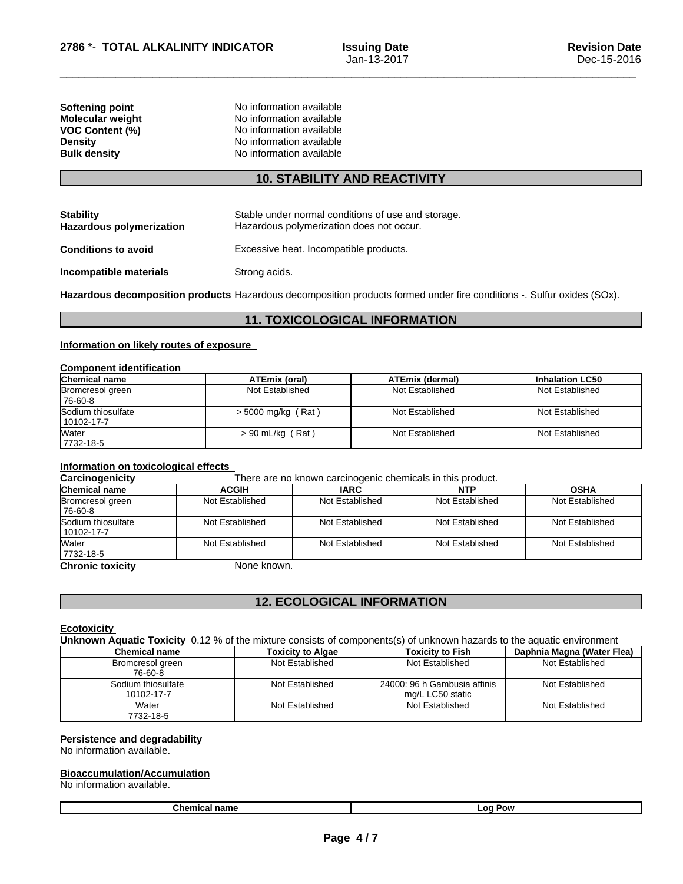| | |
|---|---|
| **Softening point** | No information available |
| **Molecular weight** | No information available |
| **VOC Content (%)** | No information available |
| **Density** | No information available |
| **Bulk density** | No information available |

## 10. STABILITY AND REACTIVITY

| | |
|---|---|
| **Stability** | Stable under normal conditions of use and storage. |
| **Hazardous polymerization** | Hazardous polymerization does not occur. |
| **Conditions to avoid** | Excessive heat. Incompatible products. |
| **Incompatible materials** | Strong acids. |

**Hazardous decomposition products** Hazardous decomposition products formed under fire conditions -. Sulfur oxides (SOx).

## 11. TOXICOLOGICAL INFORMATION

**Information on likely routes of exposure**

**Component identification**

| Chemical name | ATEmix (oral) | ATEmix (dermal) | Inhalation LC50 |
|---|---|---|---|
| Bromcresol green<br>76-60-8 | Not Established | Not Established | Not Established |
| Sodium thiosulfate<br>10102-17-7 | > 5000 mg/kg ( Rat ) | Not Established | Not Established |
| Water<br>7732-18-5 | > 90 mL/kg ( Rat ) | Not Established | Not Established |

**Information on toxicological effects**

**Carcinogenicity** There are no known carcinogenic chemicals in this product.

| Chemical name | ACGIH | IARC | NTP | OSHA |
|---|---|---|---|---|
| Bromcresol green<br>76-60-8 | Not Established | Not Established | Not Established | Not Established |
| Sodium thiosulfate<br>10102-17-7 | Not Established | Not Established | Not Established | Not Established |
| Water<br>7732-18-5 | Not Established | Not Established | Not Established | Not Established |

**Chronic toxicity** None known.

## 12. ECOLOGICAL INFORMATION

**Ecotoxicity**

**Unknown Aquatic Toxicity** 0.12 % of the mixture consists of components(s) of unknown hazards to the aquatic environment

| Chemical name | Toxicity to Algae | Toxicity to Fish | Daphnia Magna (Water Flea) |
|---|---|---|---|
| Bromcresol green<br>76-60-8 | Not Established | Not Established | Not Established |
| Sodium thiosulfate<br>10102-17-7 | Not Established | 24000: 96 h Gambusia affinis mg/L LC50 static | Not Established |
| Water<br>7732-18-5 | Not Established | Not Established | Not Established |

**Persistence and degradability**

No information available.

**Bioaccumulation/Accumulation**

No information available.

| Chemical name | Log Pow |
|---|---|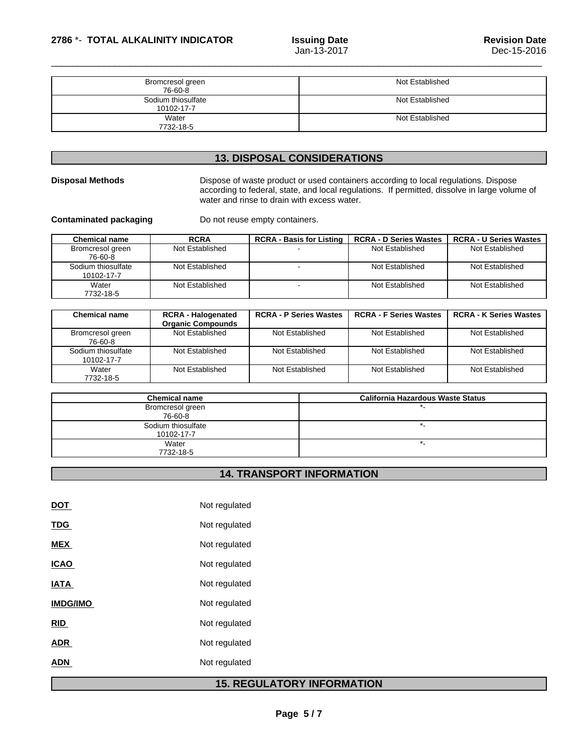| Bromcresol green<br>76-60-8 | Not Established |
|---|---|
| Sodium thiosulfate<br>10102-17-7 | Not Established |
| Water<br>7732-18-5 | Not Established |

## 13. DISPOSAL CONSIDERATIONS

**Disposal Methods** Dispose of waste product or used containers according to local regulations. Dispose according to federal, state, and local regulations. If permitted, dissolve in large volume of water and rinse to drain with excess water.

**Contaminated packaging** Do not reuse empty containers.

| Chemical name | RCRA | RCRA - Basis for Listing | RCRA - D Series Wastes | RCRA - U Series Wastes |
|---|---|---|---|---|
| Bromcresol green<br>76-60-8 | Not Established | - | Not Established | Not Established |
| Sodium thiosulfate<br>10102-17-7 | Not Established | - | Not Established | Not Established |
| Water<br>7732-18-5 | Not Established | - | Not Established | Not Established |

| Chemical name | RCRA - Halogenated Organic Compounds | RCRA - P Series Wastes | RCRA - F Series Wastes | RCRA - K Series Wastes |
|---|---|---|---|---|
| Bromcresol green<br>76-60-8 | Not Established | Not Established | Not Established | Not Established |
| Sodium thiosulfate<br>10102-17-7 | Not Established | Not Established | Not Established | Not Established |
| Water<br>7732-18-5 | Not Established | Not Established | Not Established | Not Established |

| Chemical name | California Hazardous Waste Status |
|---|---|
| Bromcresol green<br>76-60-8 | *- |
| Sodium thiosulfate<br>10102-17-7 | *- |
| Water<br>7732-18-5 | *- |

## 14. TRANSPORT INFORMATION

**DOT** Not regulated

**TDG** Not regulated

**MEX** Not regulated

**ICAO** Not regulated

**IATA** Not regulated

**IMDG/IMO** Not regulated

**RID** Not regulated

**ADR** Not regulated

**ADN** Not regulated

## 15. REGULATORY INFORMATION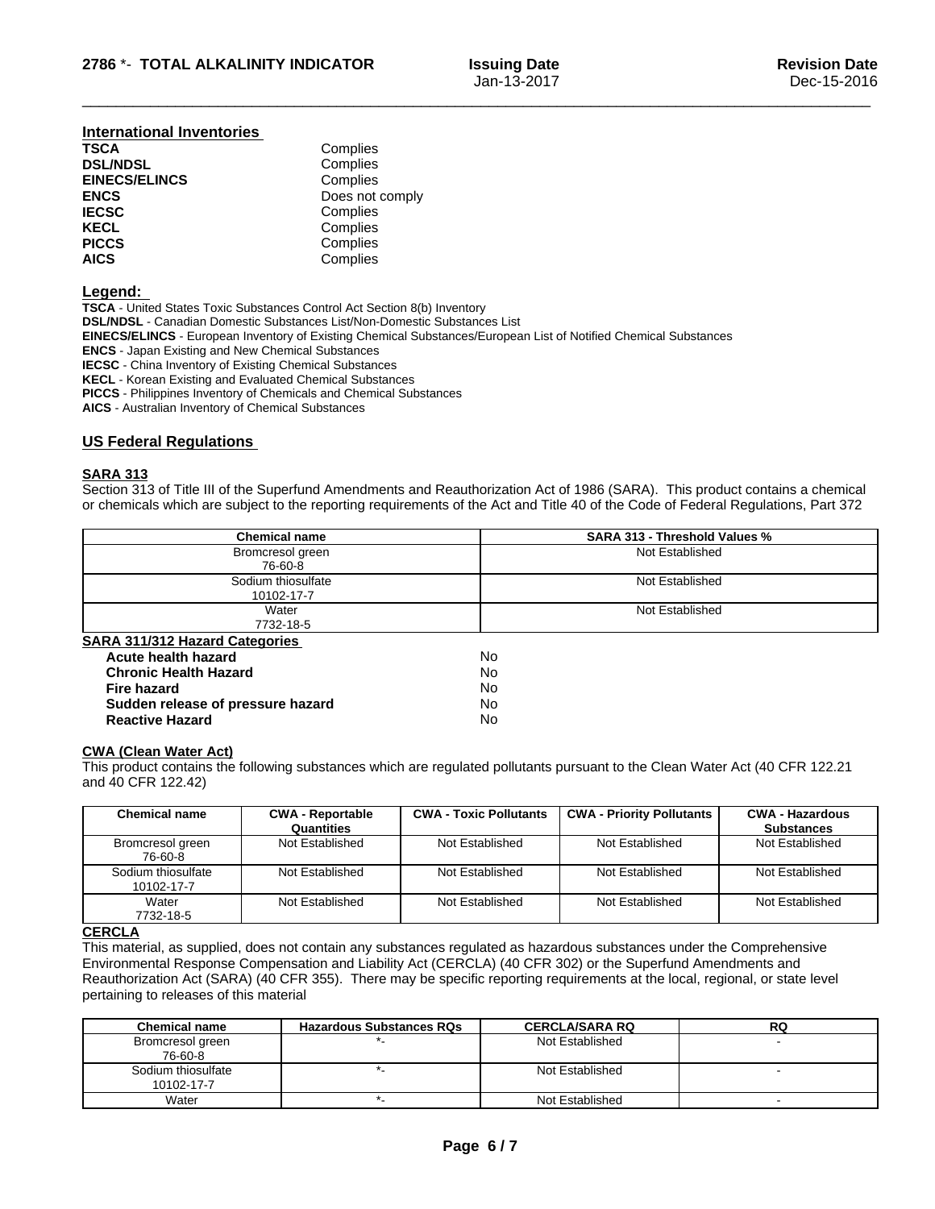## International Inventories

| | |
|---|---|
| **TSCA** | Complies |
| **DSL/NDSL** | Complies |
| **EINECS/ELINCS** | Complies |
| **ENCS** | Does not comply |
| **IECSC** | Complies |
| **KECL** | Complies |
| **PICCS** | Complies |
| **AICS** | Complies |

## Legend:

**TSCA** - United States Toxic Substances Control Act Section 8(b) Inventory
**DSL/NDSL** - Canadian Domestic Substances List/Non-Domestic Substances List
**EINECS/ELINCS** - European Inventory of Existing Chemical Substances/European List of Notified Chemical Substances
**ENCS** - Japan Existing and New Chemical Substances
**IECSC** - China Inventory of Existing Chemical Substances
**KECL** - Korean Existing and Evaluated Chemical Substances
**PICCS** - Philippines Inventory of Chemicals and Chemical Substances
**AICS** - Australian Inventory of Chemical Substances

## US Federal Regulations

### SARA 313

Section 313 of Title III of the Superfund Amendments and Reauthorization Act of 1986 (SARA). This product contains a chemical or chemicals which are subject to the reporting requirements of the Act and Title 40 of the Code of Federal Regulations, Part 372

| Chemical name | SARA 313 - Threshold Values % |
|---|---|
| Bromcresol green 76-60-8 | Not Established |
| Sodium thiosulfate 10102-17-7 | Not Established |
| Water 7732-18-5 | Not Established |

### SARA 311/312 Hazard Categories

| | |
|---|---|
| **Acute health hazard** | No |
| **Chronic Health Hazard** | No |
| **Fire hazard** | No |
| **Sudden release of pressure hazard** | No |
| **Reactive Hazard** | No |

### CWA (Clean Water Act)

This product contains the following substances which are regulated pollutants pursuant to the Clean Water Act (40 CFR 122.21 and 40 CFR 122.42)

| Chemical name | CWA - Reportable Quantities | CWA - Toxic Pollutants | CWA - Priority Pollutants | CWA - Hazardous Substances |
|---|---|---|---|---|
| Bromcresol green 76-60-8 | Not Established | Not Established | Not Established | Not Established |
| Sodium thiosulfate 10102-17-7 | Not Established | Not Established | Not Established | Not Established |
| Water 7732-18-5 | Not Established | Not Established | Not Established | Not Established |

### CERCLA

This material, as supplied, does not contain any substances regulated as hazardous substances under the Comprehensive Environmental Response Compensation and Liability Act (CERCLA) (40 CFR 302) or the Superfund Amendments and Reauthorization Act (SARA) (40 CFR 355). There may be specific reporting requirements at the local, regional, or state level pertaining to releases of this material

| Chemical name | Hazardous Substances RQs | CERCLA/SARA RQ | RQ |
|---|---|---|---|
| Bromcresol green 76-60-8 | *- | Not Established | - |
| Sodium thiosulfate 10102-17-7 | *- | Not Established | - |
| Water | *- | Not Established | - |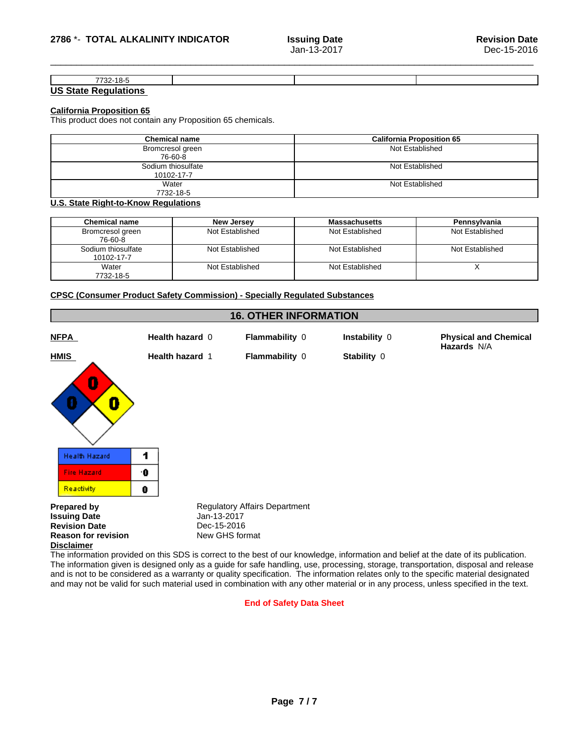| | | | |
|---|---|---|---|
| 7732-18-5 | | | |

## US State Regulations

### California Proposition 65

This product does not contain any Proposition 65 chemicals.

| Chemical name | California Proposition 65 |
|---|---|
| Bromcresol green<br>76-60-8 | Not Established |
| Sodium thiosulfate<br>10102-17-7 | Not Established |
| Water<br>7732-18-5 | Not Established |

### U.S. State Right-to-Know Regulations

| Chemical name | New Jersey | Massachusetts | Pennsylvania |
|---|---|---|---|
| Bromcresol green<br>76-60-8 | Not Established | Not Established | Not Established |
| Sodium thiosulfate<br>10102-17-7 | Not Established | Not Established | Not Established |
| Water<br>7732-18-5 | Not Established | Not Established | X |

### CPSC (Consumer Product Safety Commission) - Specially Regulated Substances

## 16. OTHER INFORMATION

**NFPA** **Health hazard** 0 **Flammability** 0 **Instability** 0 **Physical and Chemical Hazards** N/A

**HMIS** **Health hazard** 1 **Flammability** 0 **Stability** 0

0
0 0

| | |
|---|---|
| Health Hazard | 1 |
| Fire Hazard | 0 |
| Reactivity | 0 |

**Prepared by** Regulatory Affairs Department
**Issuing Date** Jan-13-2017
**Revision Date** Dec-15-2016
**Reason for revision** New GHS format

**Disclaimer**

The information provided on this SDS is correct to the best of our knowledge, information and belief at the date of its publication. The information given is designed only as a guide for safe handling, use, processing, storage, transportation, disposal and release and is not to be considered as a warranty or quality specification. The information relates only to the specific material designated and may not be valid for such material used in combination with any other material or in any process, unless specified in the text.

**End of Safety Data Sheet**